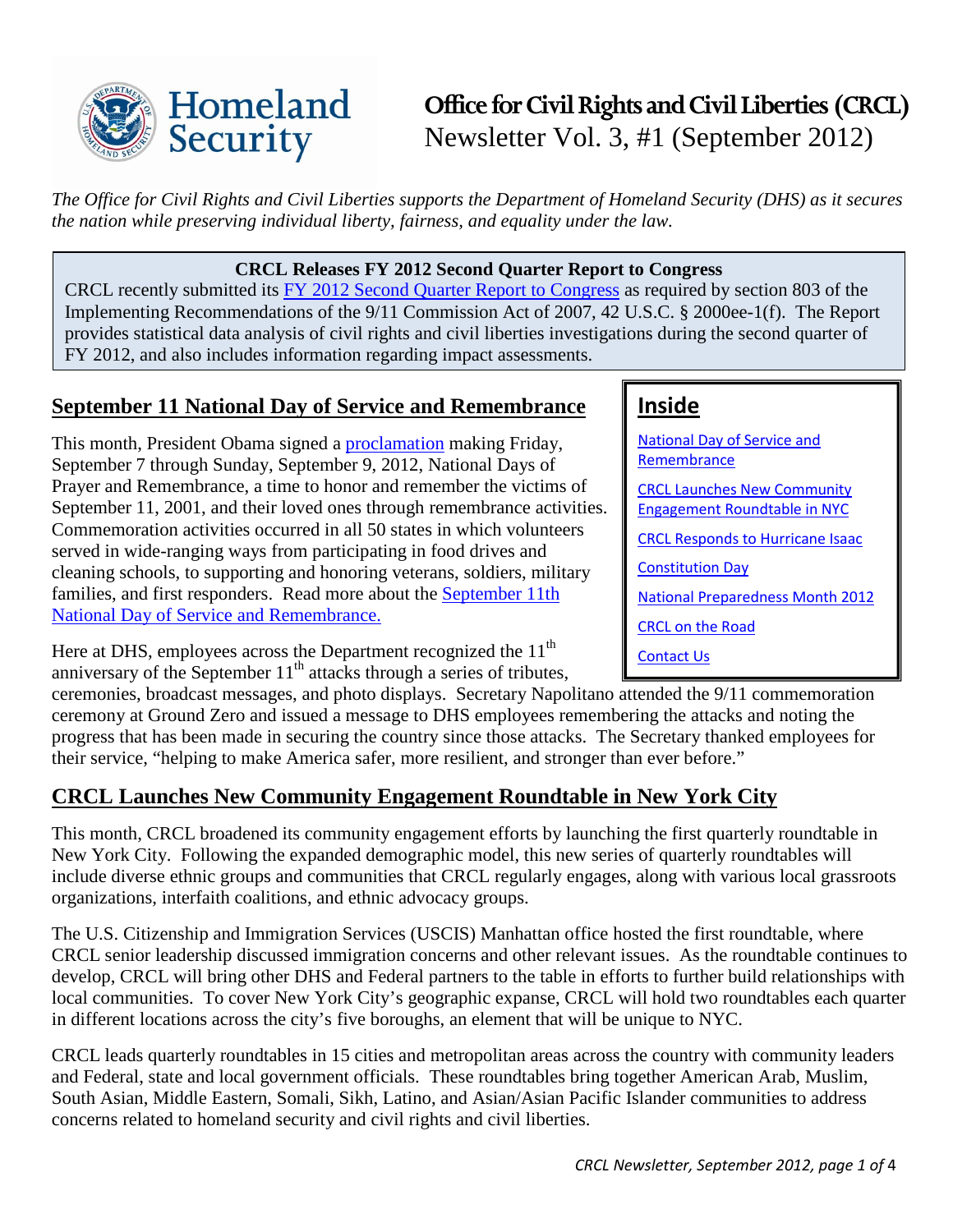Homeland Security

# Office for Civil Rights and Civil Liberties (CRCL)

Newsletter Vol. 3, #1 (September 2012)

*The Office for Civil Rights and Civil Liberties supports the Department of Homeland Security (DHS) as it secures the nation while preserving individual liberty, fairness, and equality under the law.*

**CRCL Releases FY 2012 Second Quarter Report to Congress**

CRCL recently submitted its [FY 2012 Second Quarter Report to Congress]() as required by section 803 of the Implementing Recommendations of the 9/11 Commission Act of 2007, 42 U.S.C. § 2000ee-1(f). The Report provides statistical data analysis of civil rights and civil liberties investigations during the second quarter of FY 2012, and also includes information regarding impact assessments.

**Inside**

- [National Day of Service and Remembrance]()
- [CRCL Launches New Community Engagement Roundtable in NYC]()
- [CRCL Responds to Hurricane Isaac]()
- [Constitution Day]()
- [National Preparedness Month 2012]()
- [CRCL on the Road]()
- [Contact Us]()

## September 11 National Day of Service and Remembrance

This month, President Obama signed a [proclamation]() making Friday, September 7 through Sunday, September 9, 2012, National Days of Prayer and Remembrance, a time to honor and remember the victims of September 11, 2001, and their loved ones through remembrance activities. Commemoration activities occurred in all 50 states in which volunteers served in wide-ranging ways from participating in food drives and cleaning schools, to supporting and honoring veterans, soldiers, military families, and first responders. Read more about the [September 11th National Day of Service and Remembrance.]()

Here at DHS, employees across the Department recognized the 11th anniversary of the September 11th attacks through a series of tributes, ceremonies, broadcast messages, and photo displays. Secretary Napolitano attended the 9/11 commemoration ceremony at Ground Zero and issued a message to DHS employees remembering the attacks and noting the progress that has been made in securing the country since those attacks. The Secretary thanked employees for their service, "helping to make America safer, more resilient, and stronger than ever before."

## CRCL Launches New Community Engagement Roundtable in New York City

This month, CRCL broadened its community engagement efforts by launching the first quarterly roundtable in New York City. Following the expanded demographic model, this new series of quarterly roundtables will include diverse ethnic groups and communities that CRCL regularly engages, along with various local grassroots organizations, interfaith coalitions, and ethnic advocacy groups.

The U.S. Citizenship and Immigration Services (USCIS) Manhattan office hosted the first roundtable, where CRCL senior leadership discussed immigration concerns and other relevant issues. As the roundtable continues to develop, CRCL will bring other DHS and Federal partners to the table in efforts to further build relationships with local communities. To cover New York City's geographic expanse, CRCL will hold two roundtables each quarter in different locations across the city's five boroughs, an element that will be unique to NYC.

CRCL leads quarterly roundtables in 15 cities and metropolitan areas across the country with community leaders and Federal, state and local government officials. These roundtables bring together American Arab, Muslim, South Asian, Middle Eastern, Somali, Sikh, Latino, and Asian/Asian Pacific Islander communities to address concerns related to homeland security and civil rights and civil liberties.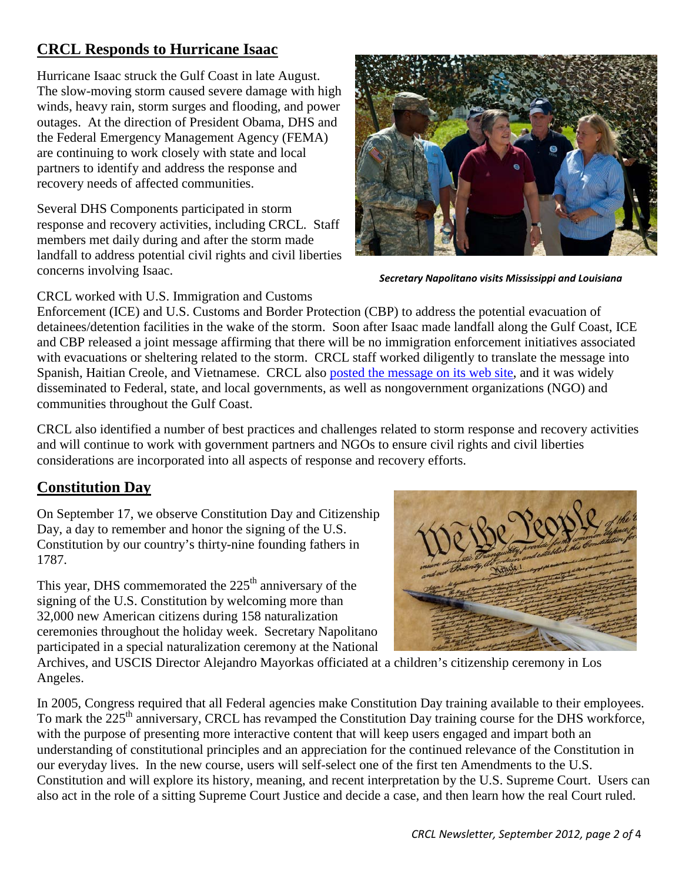## CRCL Responds to Hurricane Isaac

Hurricane Isaac struck the Gulf Coast in late August. The slow-moving storm caused severe damage with high winds, heavy rain, storm surges and flooding, and power outages. At the direction of President Obama, DHS and the Federal Emergency Management Agency (FEMA) are continuing to work closely with state and local partners to identify and address the response and recovery needs of affected communities.

Several DHS Components participated in storm response and recovery activities, including CRCL. Staff members met daily during and after the storm made landfall to address potential civil rights and civil liberties concerns involving Isaac.

***Secretary Napolitano visits Mississippi and Louisiana***

CRCL worked with U.S. Immigration and Customs Enforcement (ICE) and U.S. Customs and Border Protection (CBP) to address the potential evacuation of detainees/detention facilities in the wake of the storm. Soon after Isaac made landfall along the Gulf Coast, ICE and CBP released a joint message affirming that there will be no immigration enforcement initiatives associated with evacuations or sheltering related to the storm. CRCL staff worked diligently to translate the message into Spanish, Haitian Creole, and Vietnamese. CRCL also posted the message on its web site, and it was widely disseminated to Federal, state, and local governments, as well as nongovernment organizations (NGO) and communities throughout the Gulf Coast.

CRCL also identified a number of best practices and challenges related to storm response and recovery activities and will continue to work with government partners and NGOs to ensure civil rights and civil liberties considerations are incorporated into all aspects of response and recovery efforts.

## Constitution Day

On September 17, we observe Constitution Day and Citizenship Day, a day to remember and honor the signing of the U.S. Constitution by our country's thirty-nine founding fathers in 1787.

This year, DHS commemorated the 225th anniversary of the signing of the U.S. Constitution by welcoming more than 32,000 new American citizens during 158 naturalization ceremonies throughout the holiday week. Secretary Napolitano participated in a special naturalization ceremony at the National Archives, and USCIS Director Alejandro Mayorkas officiated at a children's citizenship ceremony in Los Angeles.

In 2005, Congress required that all Federal agencies make Constitution Day training available to their employees. To mark the 225th anniversary, CRCL has revamped the Constitution Day training course for the DHS workforce, with the purpose of presenting more interactive content that will keep users engaged and impart both an understanding of constitutional principles and an appreciation for the continued relevance of the Constitution in our everyday lives. In the new course, users will self-select one of the first ten Amendments to the U.S. Constitution and will explore its history, meaning, and recent interpretation by the U.S. Supreme Court. Users can also act in the role of a sitting Supreme Court Justice and decide a case, and then learn how the real Court ruled.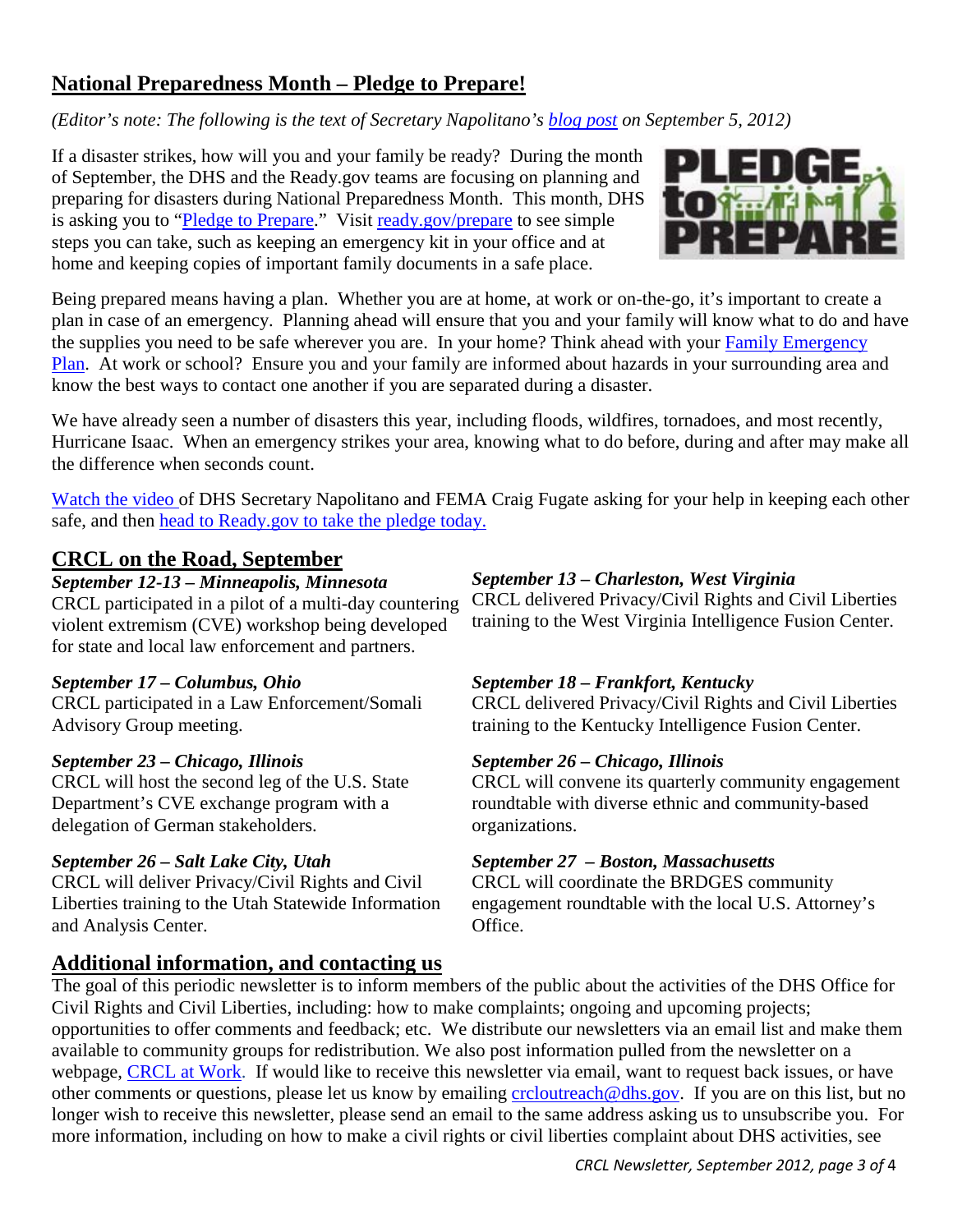## National Preparedness Month – Pledge to Prepare!

*(Editor's note: The following is the text of Secretary Napolitano's blog post on September 5, 2012)*

If a disaster strikes, how will you and your family be ready? During the month of September, the DHS and the Ready.gov teams are focusing on planning and preparing for disasters during National Preparedness Month. This month, DHS is asking you to "Pledge to Prepare." Visit ready.gov/prepare to see simple steps you can take, such as keeping an emergency kit in your office and at home and keeping copies of important family documents in a safe place.

Being prepared means having a plan. Whether you are at home, at work or on-the-go, it's important to create a plan in case of an emergency. Planning ahead will ensure that you and your family will know what to do and have the supplies you need to be safe wherever you are. In your home? Think ahead with your Family Emergency Plan. At work or school? Ensure you and your family are informed about hazards in your surrounding area and know the best ways to contact one another if you are separated during a disaster.

We have already seen a number of disasters this year, including floods, wildfires, tornadoes, and most recently, Hurricane Isaac. When an emergency strikes your area, knowing what to do before, during and after may make all the difference when seconds count.

Watch the video of DHS Secretary Napolitano and FEMA Craig Fugate asking for your help in keeping each other safe, and then head to Ready.gov to take the pledge today.

## CRCL on the Road, September

***September 12-13 – Minneapolis, Minnesota***
CRCL participated in a pilot of a multi-day countering violent extremism (CVE) workshop being developed for state and local law enforcement and partners.

***September 17 – Columbus, Ohio***
CRCL participated in a Law Enforcement/Somali Advisory Group meeting.

***September 23 – Chicago, Illinois***
CRCL will host the second leg of the U.S. State Department's CVE exchange program with a delegation of German stakeholders.

***September 26 – Salt Lake City, Utah***
CRCL will deliver Privacy/Civil Rights and Civil Liberties training to the Utah Statewide Information and Analysis Center.

***September 13 – Charleston, West Virginia***
CRCL delivered Privacy/Civil Rights and Civil Liberties training to the West Virginia Intelligence Fusion Center.

***September 18 – Frankfort, Kentucky***
CRCL delivered Privacy/Civil Rights and Civil Liberties training to the Kentucky Intelligence Fusion Center.

***September 26 – Chicago, Illinois***
CRCL will convene its quarterly community engagement roundtable with diverse ethnic and community-based organizations.

***September 27 – Boston, Massachusetts***
CRCL will coordinate the BRDGES community engagement roundtable with the local U.S. Attorney's Office.

## Additional information, and contacting us

The goal of this periodic newsletter is to inform members of the public about the activities of the DHS Office for Civil Rights and Civil Liberties, including: how to make complaints; ongoing and upcoming projects; opportunities to offer comments and feedback; etc. We distribute our newsletters via an email list and make them available to community groups for redistribution. We also post information pulled from the newsletter on a webpage, CRCL at Work. If would like to receive this newsletter via email, want to request back issues, or have other comments or questions, please let us know by emailing crcloutreach@dhs.gov. If you are on this list, but no longer wish to receive this newsletter, please send an email to the same address asking us to unsubscribe you. For more information, including on how to make a civil rights or civil liberties complaint about DHS activities, see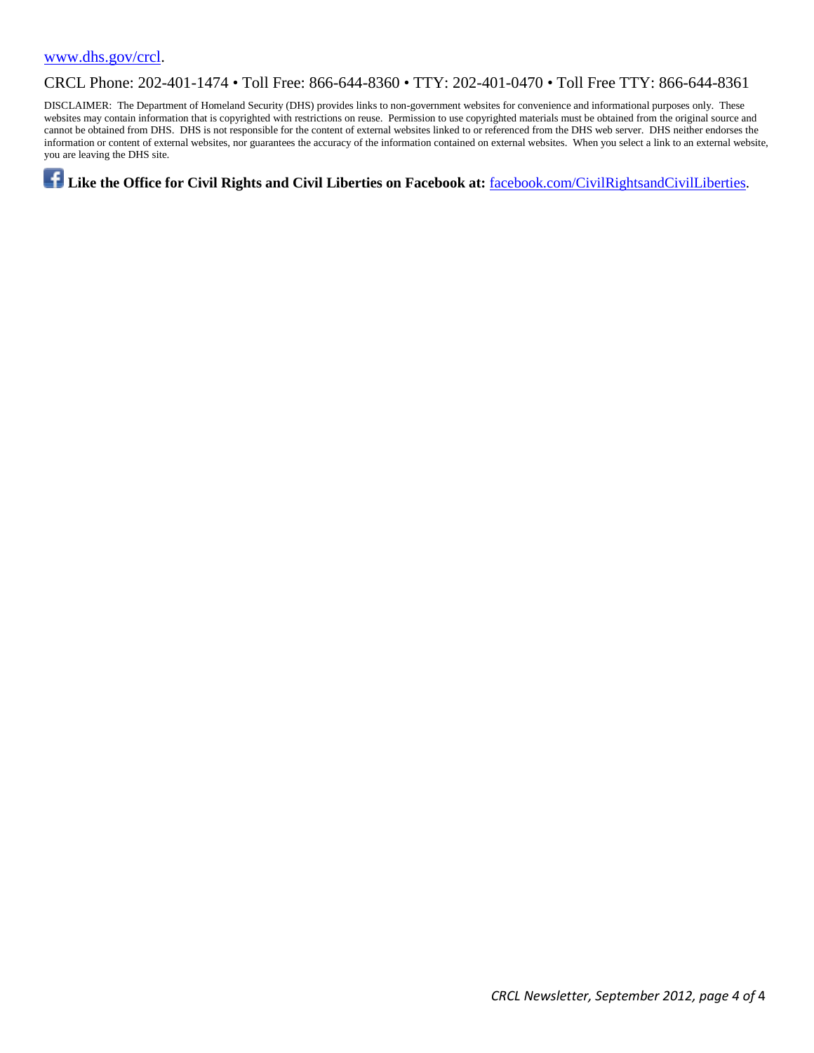www.dhs.gov/crcl.

CRCL Phone: 202-401-1474 • Toll Free: 866-644-8360 • TTY: 202-401-0470 • Toll Free TTY: 866-644-8361

DISCLAIMER: The Department of Homeland Security (DHS) provides links to non-government websites for convenience and informational purposes only. These websites may contain information that is copyrighted with restrictions on reuse. Permission to use copyrighted materials must be obtained from the original source and cannot be obtained from DHS. DHS is not responsible for the content of external websites linked to or referenced from the DHS web server. DHS neither endorses the information or content of external websites, nor guarantees the accuracy of the information contained on external websites. When you select a link to an external website, you are leaving the DHS site.

**Like the Office for Civil Rights and Civil Liberties on Facebook at:** facebook.com/CivilRightsandCivilLiberties.